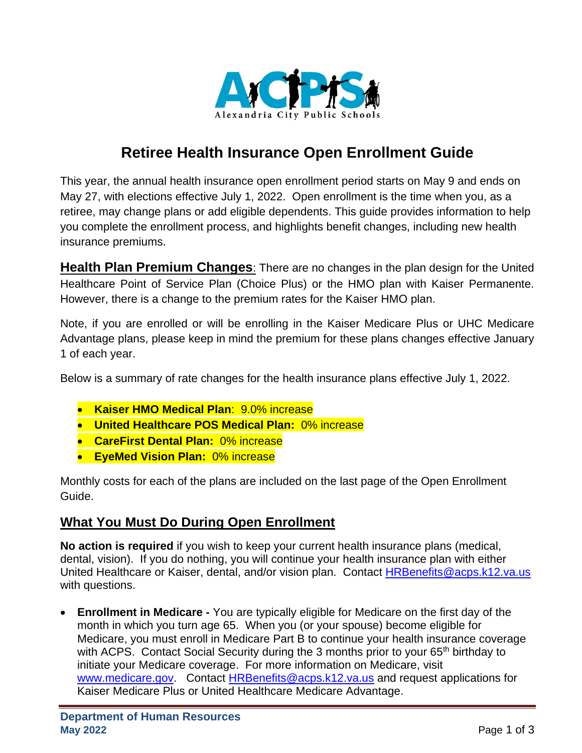Alexandria City Public Schools

# Retiree Health Insurance Open Enrollment Guide

This year, the annual health insurance open enrollment period starts on May 9 and ends on May 27, with elections effective July 1, 2022. Open enrollment is the time when you, as a retiree, may change plans or add eligible dependents. This guide provides information to help you complete the enrollment process, and highlights benefit changes, including new health insurance premiums.

**Health Plan Premium Changes**: There are no changes in the plan design for the United Healthcare Point of Service Plan (Choice Plus) or the HMO plan with Kaiser Permanente. However, there is a change to the premium rates for the Kaiser HMO plan.

Note, if you are enrolled or will be enrolling in the Kaiser Medicare Plus or UHC Medicare Advantage plans, please keep in mind the premium for these plans changes effective January 1 of each year.

Below is a summary of rate changes for the health insurance plans effective July 1, 2022.

- **Kaiser HMO Medical Plan**: 9.0% increase
- **United Healthcare POS Medical Plan:** 0% increase
- **CareFirst Dental Plan:** 0% increase
- **EyeMed Vision Plan:** 0% increase

Monthly costs for each of the plans are included on the last page of the Open Enrollment Guide.

## What You Must Do During Open Enrollment

**No action is required** if you wish to keep your current health insurance plans (medical, dental, vision). If you do nothing, you will continue your health insurance plan with either United Healthcare or Kaiser, dental, and/or vision plan. Contact HRBenefits@acps.k12.va.us with questions.

- **Enrollment in Medicare -** You are typically eligible for Medicare on the first day of the month in which you turn age 65. When you (or your spouse) become eligible for Medicare, you must enroll in Medicare Part B to continue your health insurance coverage with ACPS. Contact Social Security during the 3 months prior to your 65th birthday to initiate your Medicare coverage. For more information on Medicare, visit www.medicare.gov. Contact HRBenefits@acps.k12.va.us and request applications for Kaiser Medicare Plus or United Healthcare Medicare Advantage.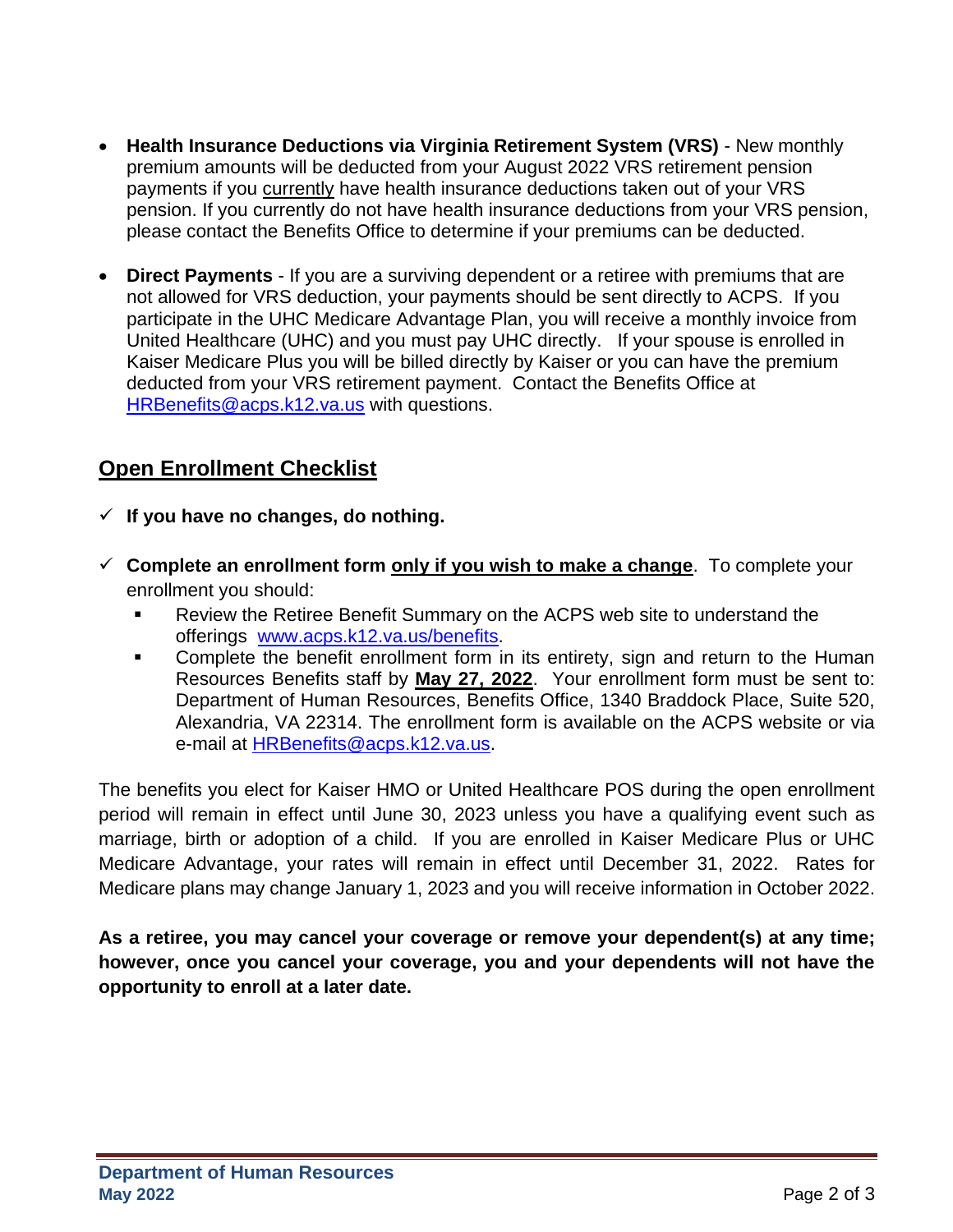- **Health Insurance Deductions via Virginia Retirement System (VRS)** - New monthly premium amounts will be deducted from your August 2022 VRS retirement pension payments if you currently have health insurance deductions taken out of your VRS pension. If you currently do not have health insurance deductions from your VRS pension, please contact the Benefits Office to determine if your premiums can be deducted.

- **Direct Payments** - If you are a surviving dependent or a retiree with premiums that are not allowed for VRS deduction, your payments should be sent directly to ACPS. If you participate in the UHC Medicare Advantage Plan, you will receive a monthly invoice from United Healthcare (UHC) and you must pay UHC directly. If your spouse is enrolled in Kaiser Medicare Plus you will be billed directly by Kaiser or you can have the premium deducted from your VRS retirement payment. Contact the Benefits Office at HRBenefits@acps.k12.va.us with questions.

## Open Enrollment Checklist

- ✓ **If you have no changes, do nothing.**

- ✓ **Complete an enrollment form only if you wish to make a change**. To complete your enrollment you should:
  - Review the Retiree Benefit Summary on the ACPS web site to understand the offerings www.acps.k12.va.us/benefits.
  - Complete the benefit enrollment form in its entirety, sign and return to the Human Resources Benefits staff by **May 27, 2022**. Your enrollment form must be sent to: Department of Human Resources, Benefits Office, 1340 Braddock Place, Suite 520, Alexandria, VA 22314. The enrollment form is available on the ACPS website or via e-mail at HRBenefits@acps.k12.va.us.

The benefits you elect for Kaiser HMO or United Healthcare POS during the open enrollment period will remain in effect until June 30, 2023 unless you have a qualifying event such as marriage, birth or adoption of a child. If you are enrolled in Kaiser Medicare Plus or UHC Medicare Advantage, your rates will remain in effect until December 31, 2022. Rates for Medicare plans may change January 1, 2023 and you will receive information in October 2022.

**As a retiree, you may cancel your coverage or remove your dependent(s) at any time; however, once you cancel your coverage, you and your dependents will not have the opportunity to enroll at a later date.**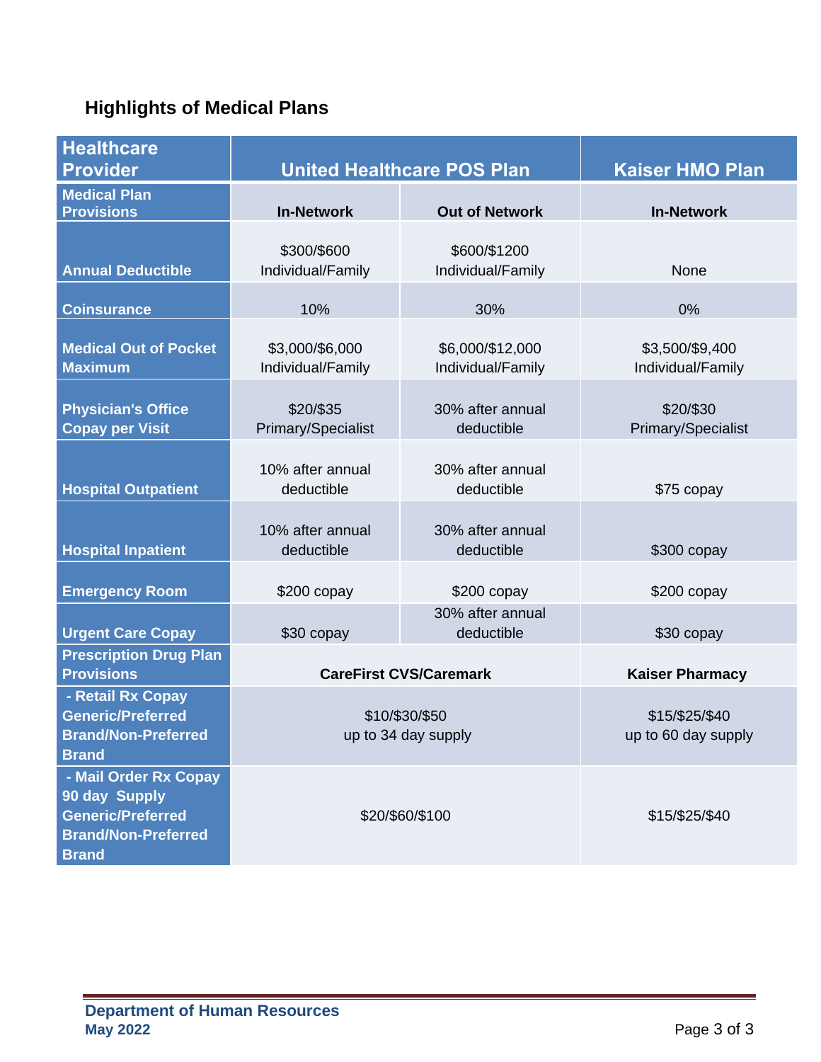## Highlights of Medical Plans

| Healthcare Provider | United Healthcare POS Plan | | Kaiser HMO Plan |
|---|---|---|---|
| **Medical Plan Provisions** | **In-Network** | **Out of Network** | **In-Network** |
| **Annual Deductible** | $300/$600 Individual/Family | $600/$1200 Individual/Family | None |
| **Coinsurance** | 10% | 30% | 0% |
| **Medical Out of Pocket Maximum** | $3,000/$6,000 Individual/Family | $6,000/$12,000 Individual/Family | $3,500/$9,400 Individual/Family |
| **Physician's Office Copay per Visit** | $20/$35 Primary/Specialist | 30% after annual deductible | $20/$30 Primary/Specialist |
| **Hospital Outpatient** | 10% after annual deductible | 30% after annual deductible | $75 copay |
| **Hospital Inpatient** | 10% after annual deductible | 30% after annual deductible | $300 copay |
| **Emergency Room** | $200 copay | $200 copay | $200 copay |
| **Urgent Care Copay** | $30 copay | 30% after annual deductible | $30 copay |
| **Prescription Drug Plan Provisions** | **CareFirst CVS/Caremark** | | **Kaiser Pharmacy** |
| **- Retail Rx Copay Generic/Preferred Brand/Non-Preferred Brand** | $10/$30/$50 up to 34 day supply | | $15/$25/$40 up to 60 day supply |
| **- Mail Order Rx Copay 90 day Supply Generic/Preferred Brand/Non-Preferred Brand** | $20/$60/$100 | | $15/$25/$40 |

**Department of Human Resources**
**May 2022**